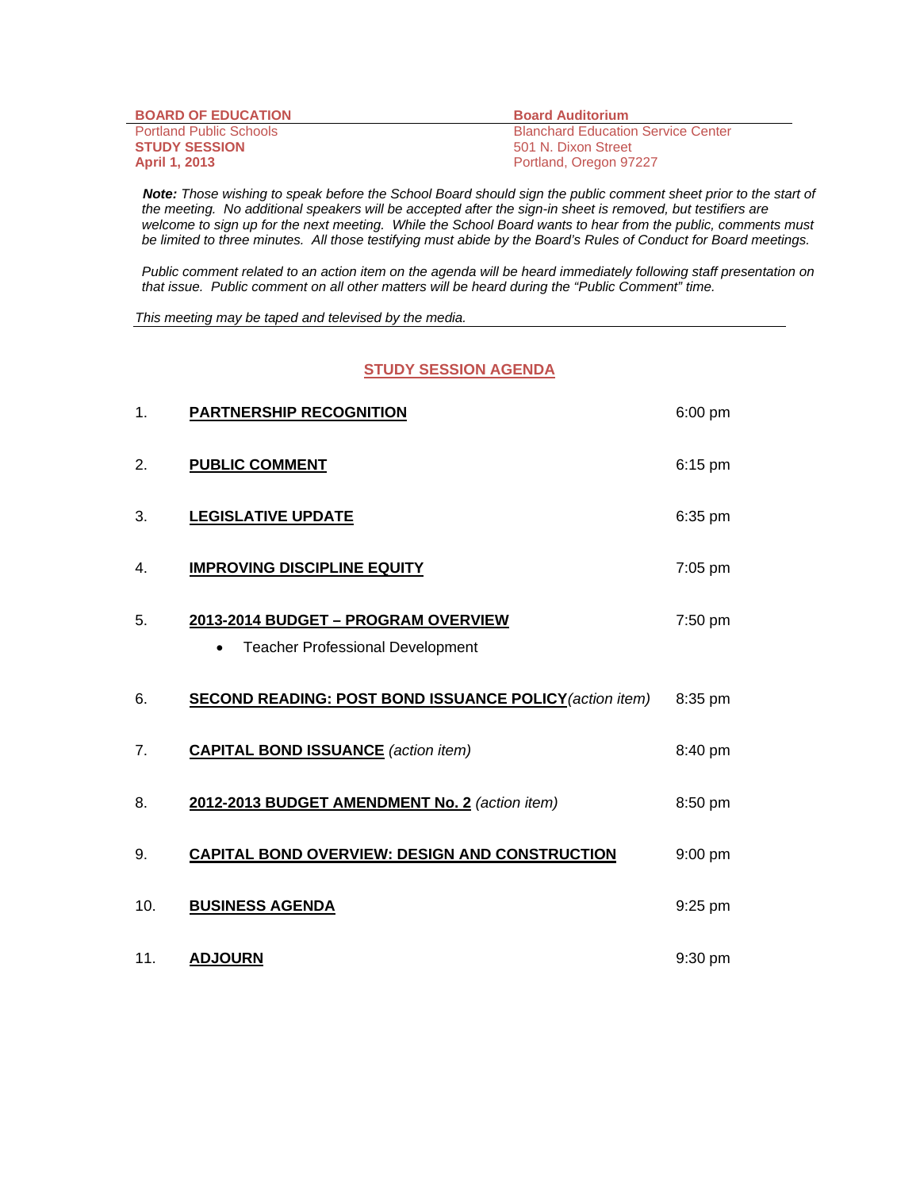**BOARD OF EDUCATION**
Portland Public Schools
**STUDY SESSION**
**April 1, 2013**

**Board Auditorium**
Blanchard Education Service Center
501 N. Dixon Street
Portland, Oregon 97227

***Note:*** *Those wishing to speak before the School Board should sign the public comment sheet prior to the start of the meeting. No additional speakers will be accepted after the sign-in sheet is removed, but testifiers are welcome to sign up for the next meeting. While the School Board wants to hear from the public, comments must be limited to three minutes. All those testifying must abide by the Board's Rules of Conduct for Board meetings.*

*Public comment related to an action item on the agenda will be heard immediately following staff presentation on that issue. Public comment on all other matters will be heard during the "Public Comment" time.*

*This meeting may be taped and televised by the media.*

## STUDY SESSION AGENDA

| | | |
|---|---|---|
| 1. | **PARTNERSHIP RECOGNITION** | 6:00 pm |
| 2. | **PUBLIC COMMENT** | 6:15 pm |
| 3. | **LEGISLATIVE UPDATE** | 6:35 pm |
| 4. | **IMPROVING DISCIPLINE EQUITY** | 7:05 pm |
| 5. | **2013-2014 BUDGET – PROGRAM OVERVIEW**<br>• Teacher Professional Development | 7:50 pm |
| 6. | **SECOND READING: POST BOND ISSUANCE POLICY** *(action item)* | 8:35 pm |
| 7. | **CAPITAL BOND ISSUANCE** *(action item)* | 8:40 pm |
| 8. | **2012-2013 BUDGET AMENDMENT No. 2** *(action item)* | 8:50 pm |
| 9. | **CAPITAL BOND OVERVIEW: DESIGN AND CONSTRUCTION** | 9:00 pm |
| 10. | **BUSINESS AGENDA** | 9:25 pm |
| 11. | **ADJOURN** | 9:30 pm |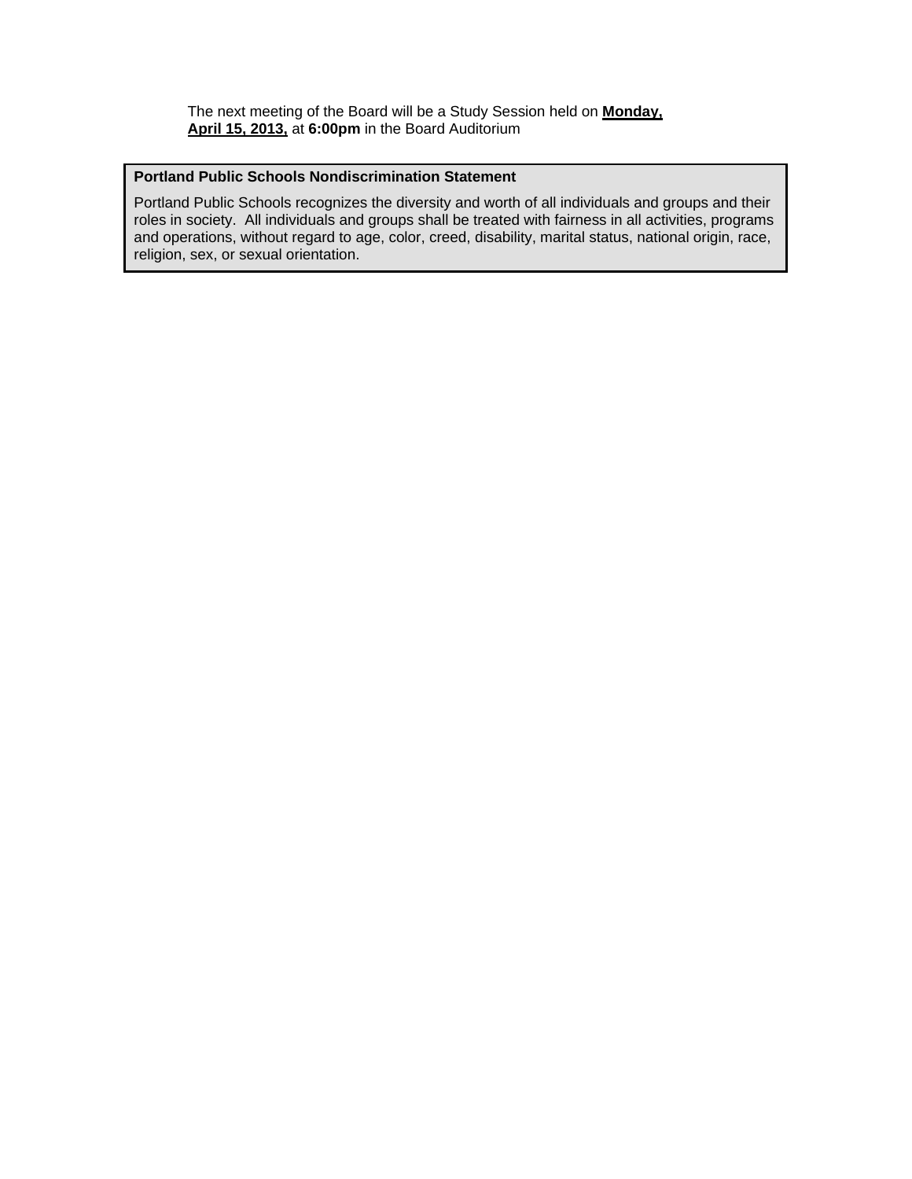The next meeting of the Board will be a Study Session held on **Monday, April 15, 2013,** at **6:00pm** in the Board Auditorium

**Portland Public Schools Nondiscrimination Statement**

Portland Public Schools recognizes the diversity and worth of all individuals and groups and their roles in society. All individuals and groups shall be treated with fairness in all activities, programs and operations, without regard to age, color, creed, disability, marital status, national origin, race, religion, sex, or sexual orientation.